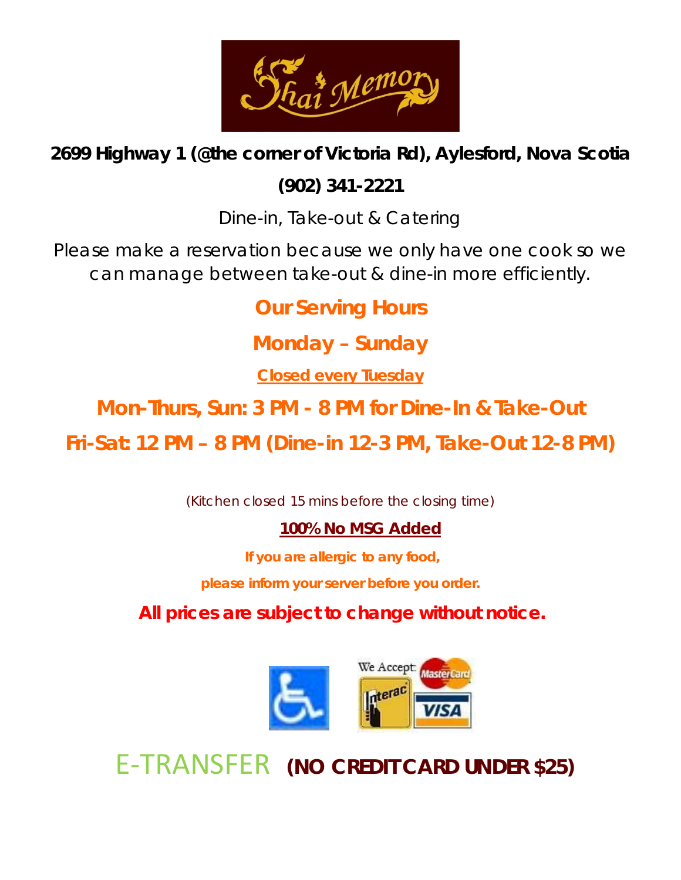# Thai Memory

**2699 Highway 1 (@the corner of Victoria Rd), Aylesford, Nova Scotia**

**(902) 341-2221**

Dine-in, Take-out & Catering

Please make a reservation because we only have one cook so we can manage between take-out & dine-in more efficiently.

## Our Serving Hours

## Monday – Sunday

**Closed every Tuesday**

## Mon-Thurs, Sun: 3 PM - 8 PM for Dine-In & Take-Out

## Fri-Sat: 12 PM – 8 PM (Dine-in 12-3 PM, Take-Out 12-8 PM)

(Kitchen closed 15 mins before the closing time)

**100% No MSG Added**

**If you are allergic to any food,**

**please inform your server before you order.**

**All prices are subject to change without notice.**

We Accept: Interac, MasterCard, VISA

E-TRANSFER **(NO CREDIT CARD UNDER $25)**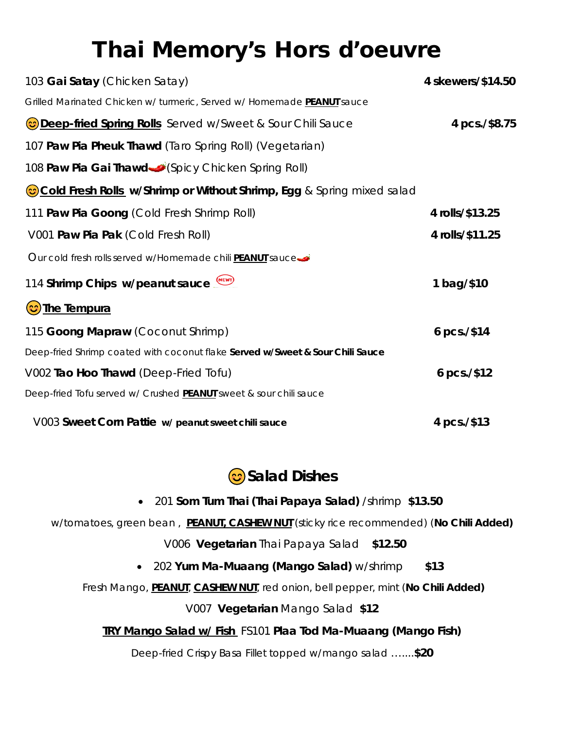# Thai Memory's Hors d'oeuvre

103 **Gai Satay** (Chicken Satay) **4 skewers/$14.50**

Grilled Marinated Chicken w/ turmeric, Served w/ Homemade **PEANUT** sauce

😊 **Deep-fried Spring Rolls** Served w/Sweet & Sour Chili Sauce **4 pcs./$8.75**

107 **Paw Pia Pheuk Thawd** (Taro Spring Roll) (Vegetarian)

108 **Paw Pia Gai Thawd** 🌶 (Spicy Chicken Spring Roll)

😊 **Cold Fresh Rolls** **w/Shrimp or Without Shrimp, Egg** & Spring mixed salad

111 **Paw Pia Goong** (Cold Fresh Shrimp Roll) **4 rolls/$13.25**

V001 **Paw Pia Pak** (Cold Fresh Roll) **4 rolls/$11.25**

Our cold fresh rolls served w/Homemade chili **PEANUT** sauce 🌶

114 **Shrimp Chips w/peanut sauce** (NEW!) **1 bag/$10**

😊 **The Tempura**

115 **Goong Mapraw** (Coconut Shrimp) **6 pcs./$14**

Deep-fried Shrimp coated with coconut flake **Served w/Sweet & Sour Chili Sauce**

V002 **Tao Hoo Thawd** (Deep-Fried Tofu) **6 pcs./$12**

Deep-fried Tofu served w/ Crushed **PEANUT** sweet & sour chili sauce

V003 **Sweet Corn Pattie w/ peanut sweet chili sauce** **4 pcs./$13**

## 😊 Salad Dishes

- 201 **Som Tum Thai (Thai Papaya Salad)** /shrimp **$13.50**

w/tomatoes, green bean , **PEANUT, CASHEW NUT** (sticky rice recommended) (**No Chili Added)**

V006 **Vegetarian** Thai Papaya Salad **$12.50**

- 202 **Yum Ma-Muaang (Mango Salad)** w/shrimp **$13**

Fresh Mango, **PEANUT**, **CASHEW NUT**, red onion, bell pepper, mint (**No Chili Added)**

V007 **Vegetarian** Mango Salad **$12**

**TRY Mango Salad w/ Fish** FS101 **Plaa Tod Ma-Muaang (Mango Fish)**

Deep-fried Crispy Basa Fillet topped w/mango salad …....**$20**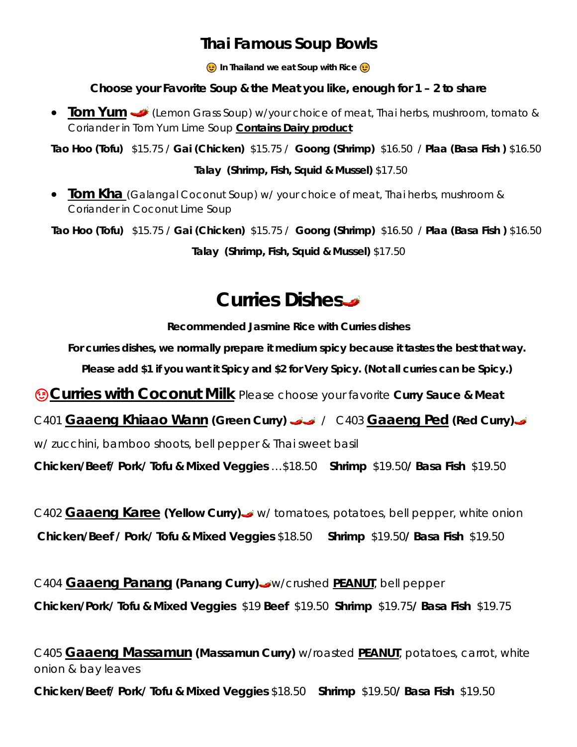# Thai Famous Soup Bowls

😉 **In Thailand we eat Soup with Rice** 😉

**Choose your Favorite Soup & the Meat you like, enough for 1 – 2 to share**

- **Tom Yum** 🌶️ (Lemon Grass Soup) w/your choice of meat, Thai herbs, mushroom, tomato & Coriander in Tom Yum Lime Soup **Contains Dairy product**

**Tao Hoo (Tofu)** $15.75 / **Gai (Chicken)** $15.75 / **Goong (Shrimp)** $16.50 / **Plaa (Basa Fish )** $16.50

**Talay (Shrimp, Fish, Squid & Mussel)** $17.50

- **Tom Kha** (Galangal Coconut Soup) w/ your choice of meat, Thai herbs, mushroom & Coriander in Coconut Lime Soup

**Tao Hoo (Tofu)** $15.75 / **Gai (Chicken)** $15.75 / **Goong (Shrimp)** $16.50 / **Plaa (Basa Fish )** $16.50

**Talay (Shrimp, Fish, Squid & Mussel)** $17.50

# Curries Dishes 🌶️

**Recommended Jasmine Rice with Curries dishes**

**For curries dishes, we normally prepare it medium spicy because it tastes the best that way.**

**Please add $1 if you want it Spicy and $2 for Very Spicy. (Not all curries can be Spicy.)**

😉 **Curries with Coconut Milk** Please choose your favorite **Curry Sauce & Meat**

C401 **Gaaeng Khiaao Wann (Green Curry)** 🌶️🌶️ / C403 **Gaaeng Ped (Red Curry)** 🌶️

w/ zucchini, bamboo shoots, bell pepper & Thai sweet basil

**Chicken/Beef/ Pork/ Tofu & Mixed Veggies** …$18.50 **Shrimp** $19.50**/ Basa Fish** $19.50

C402 **Gaaeng Karee (Yellow Curry)** 🌶️ w/ tomatoes, potatoes, bell pepper, white onion

**Chicken/Beef / Pork/ Tofu & Mixed Veggies** $18.50 **Shrimp** $19.50**/ Basa Fish** $19.50

C404 **Gaaeng Panang (Panang Curry)** 🌶️ w/crushed **PEANUT**, bell pepper

**Chicken/Pork/ Tofu & Mixed Veggies** $19 **Beef** $19.50 **Shrimp** $19.75**/ Basa Fish** $19.75

C405 **Gaaeng Massamun (Massamun Curry)** w/roasted **PEANUT**, potatoes, carrot, white onion & bay leaves

**Chicken/Beef/ Pork/ Tofu & Mixed Veggies** $18.50 **Shrimp** $19.50**/ Basa Fish** $19.50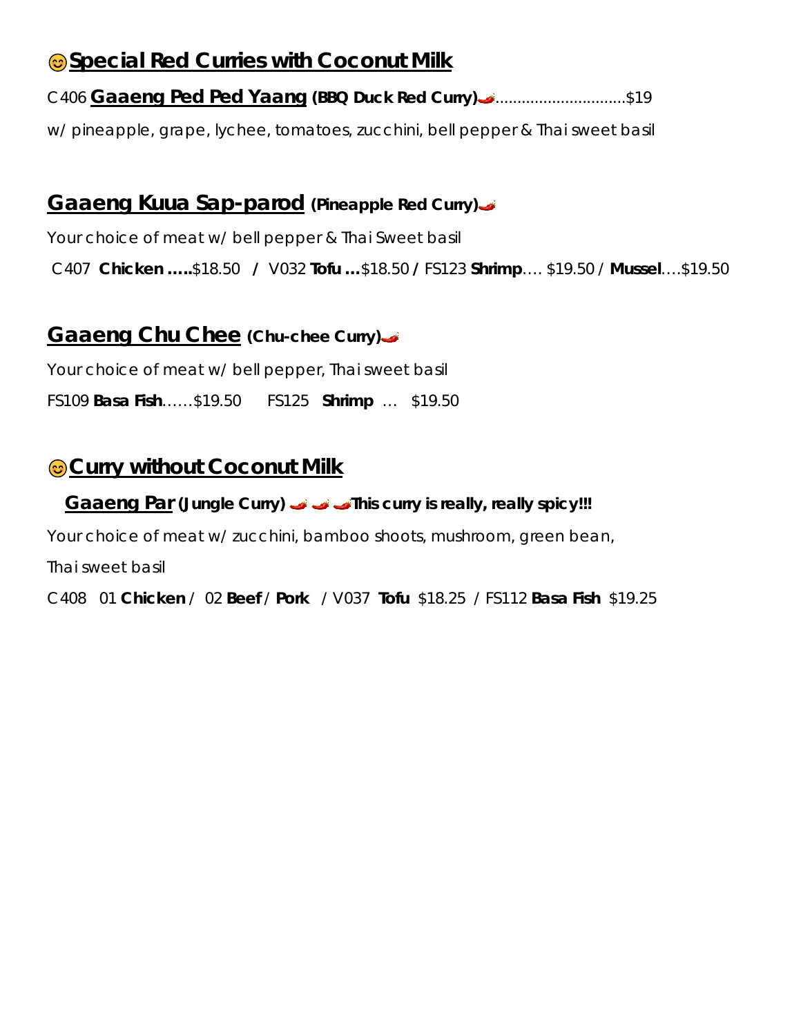## 😊 Special Red Curries with Coconut Milk

C406 **Gaaeng Ped Ped Yaang** **(BBQ Duck Red Curry)** 🌶.............................$19

w/ pineapple, grape, lychee, tomatoes, zucchini, bell pepper & Thai sweet basil

## Gaaeng Kuua Sap-parod **(Pineapple Red Curry)** 🌶

Your choice of meat w/ bell pepper & Thai Sweet basil

C407 **Chicken .....**$18.50 **/** V032 **Tofu ...**$18.50 **/** FS123 **Shrimp**.... $19.50 / **Mussel**....$19.50

## Gaaeng Chu Chee **(Chu-chee Curry)** 🌶

Your choice of meat w/ bell pepper, Thai sweet basil

FS109 **Basa Fish**......$19.50 FS125 **Shrimp** ... $19.50

## 😊 Curry without Coconut Milk

### Gaaeng Par **(Jungle Curry)** 🌶 🌶 🌶 **This curry is really, really spicy!!!**

Your choice of meat w/ zucchini, bamboo shoots, mushroom, green bean,

Thai sweet basil

C408 01 **Chicken** / 02 **Beef** / **Pork** / V037 **Tofu** $18.25 / FS112 **Basa Fish** $19.25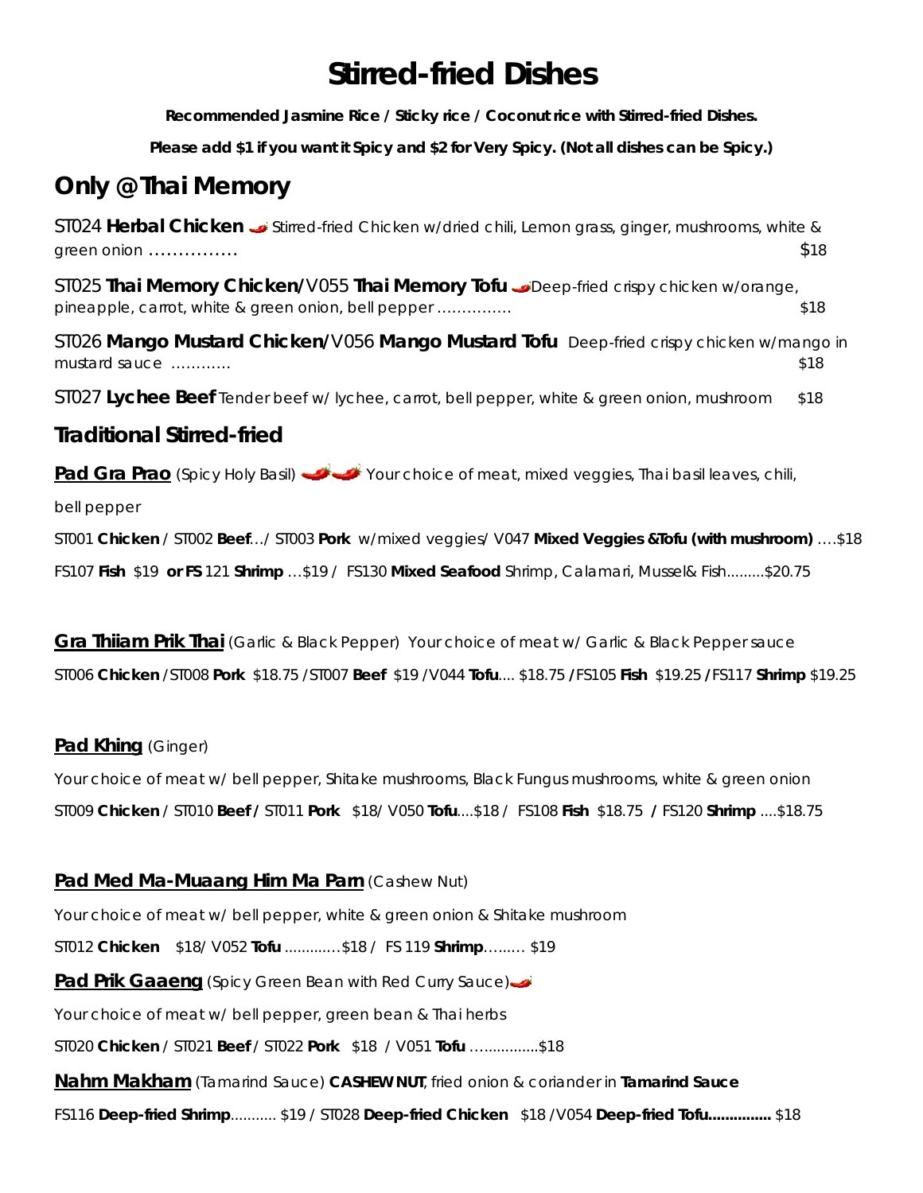# Stirred-fried Dishes

**Recommended Jasmine Rice / Sticky rice / Coconut rice with Stirred-fried Dishes.**

**Please add $1 if you want it Spicy and $2 for Very Spicy. (Not all dishes can be Spicy.)**

## Only @ Thai Memory

ST024 **Herbal Chicken** Stirred-fried Chicken w/dried chili, Lemon grass, ginger, mushrooms, white & green onion …………… $18

ST025 **Thai Memory Chicken**/V055 **Thai Memory Tofu** Deep-fried crispy chicken w/orange, pineapple, carrot, white & green onion, bell pepper …………… $18

ST026 **Mango Mustard Chicken/**V056 **Mango Mustard Tofu** Deep-fried crispy chicken w/mango in mustard sauce ………… $18

ST027 **Lychee Beef** Tender beef w/ lychee, carrot, bell pepper, white & green onion, mushroom $18

## Traditional Stirred-fried

**Pad Gra Prao** (Spicy Holy Basil) Your choice of meat, mixed veggies, Thai basil leaves, chili, bell pepper

ST001 **Chicken** / ST002 **Beef**…/ ST003 **Pork** w/mixed veggies/ V047 **Mixed Veggies &Tofu (with mushroom)** ….$18

FS107 **Fish** $19 **or FS** 121 **Shrimp** …$19 / FS130 **Mixed Seafood** Shrimp, Calamari, Mussel& Fish………$20.75

**Gra Thiiam Prik Thai** (Garlic & Black Pepper) Your choice of meat w/ Garlic & Black Pepper sauce

ST006 **Chicken** /ST008 **Pork** $18.75 /ST007 **Beef** $19 /V044 **Tofu**…. $18.75 **/**FS105 **Fish** $19.25 **/**FS117 **Shrimp** $19.25

**Pad Khing** (Ginger)

Your choice of meat w/ bell pepper, Shitake mushrooms, Black Fungus mushrooms, white & green onion

ST009 **Chicken** / ST010 **Beef /** ST011 **Pork** $18/ V050 **Tofu**….$18 / FS108 **Fish** $18.75 **/** FS120 **Shrimp** ….$18.75

**Pad Med Ma-Muaang Him Ma Parn** (Cashew Nut)

Your choice of meat w/ bell pepper, white & green onion & Shitake mushroom

ST012 **Chicken** $18/ V052 **Tofu** ….……..$18 / FS 119 **Shrimp**….…. $19

**Pad Prik Gaaeng** (Spicy Green Bean with Red Curry Sauce)

Your choice of meat w/ bell pepper, green bean & Thai herbs

ST020 **Chicken** / ST021 **Beef** / ST022 **Pork** $18 / V051 **Tofu** …..............$18

**Nahm Makham** (Tamarind Sauce) **CASHEW NUT**, fried onion & coriander in **Tamarind Sauce**

FS116 **Deep-fried Shrimp**……….. $19 / ST028 **Deep-fried Chicken** $18 /V054 **Deep-fried Tofu……………** $18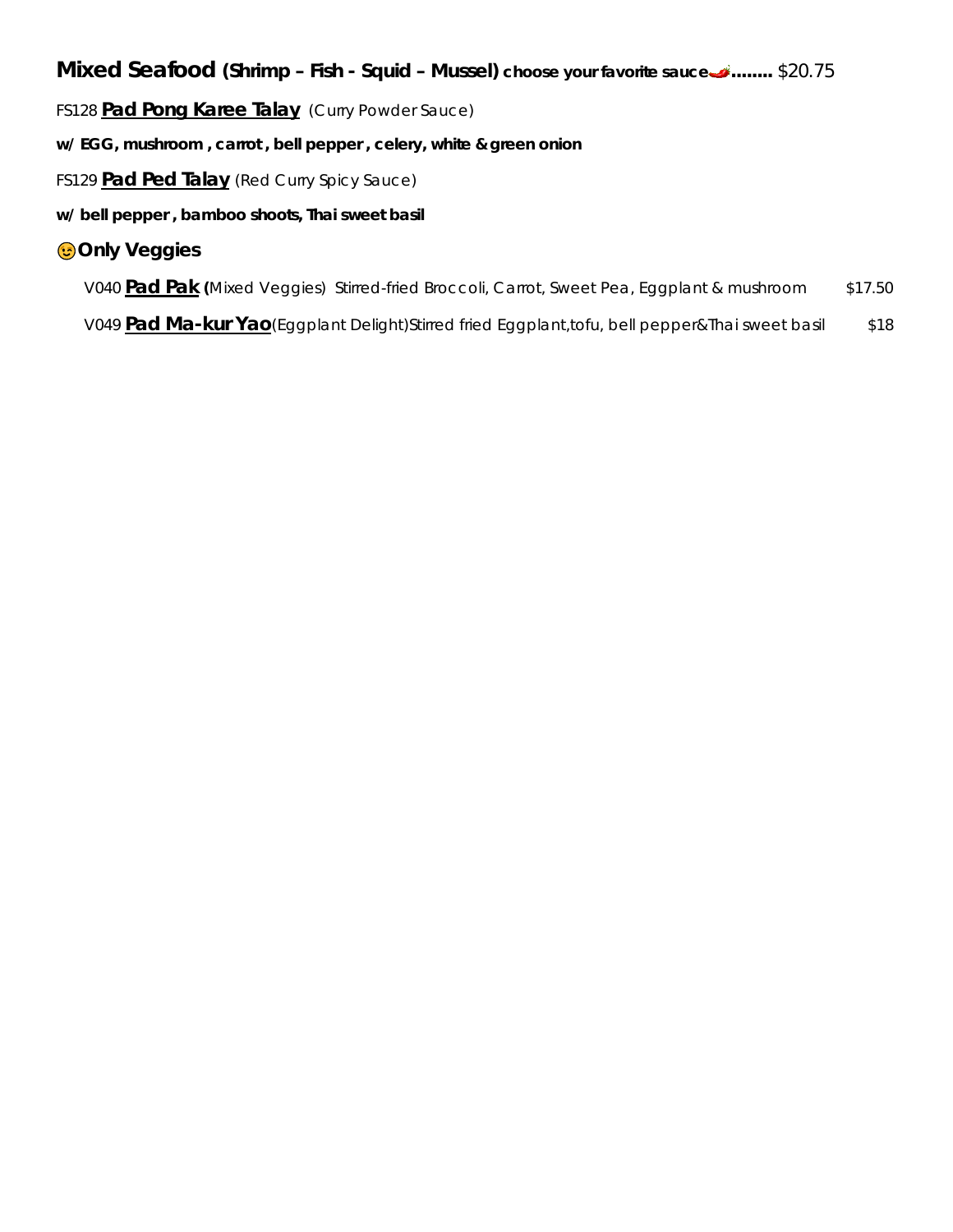## **Mixed Seafood** **(Shrimp – Fish - Squid – Mussel) choose your favorite sauce🌶........** $20.75

FS128 **Pad Pong Karee Talay** (Curry Powder Sauce)

**w/ EGG, mushroom , carrot , bell pepper , celery, white & green onion**

FS129 **Pad Ped Talay** (Red Curry Spicy Sauce)

**w/ bell pepper , bamboo shoots, Thai sweet basil**

### 😉Only Veggies

V040 **Pad Pak** (Mixed Veggies) Stirred-fried Broccoli, Carrot, Sweet Pea, Eggplant & mushroom $17.50

V049 **Pad Ma-kur Yao**(Eggplant Delight)Stirred fried Eggplant,tofu, bell pepper&Thai sweet basil $18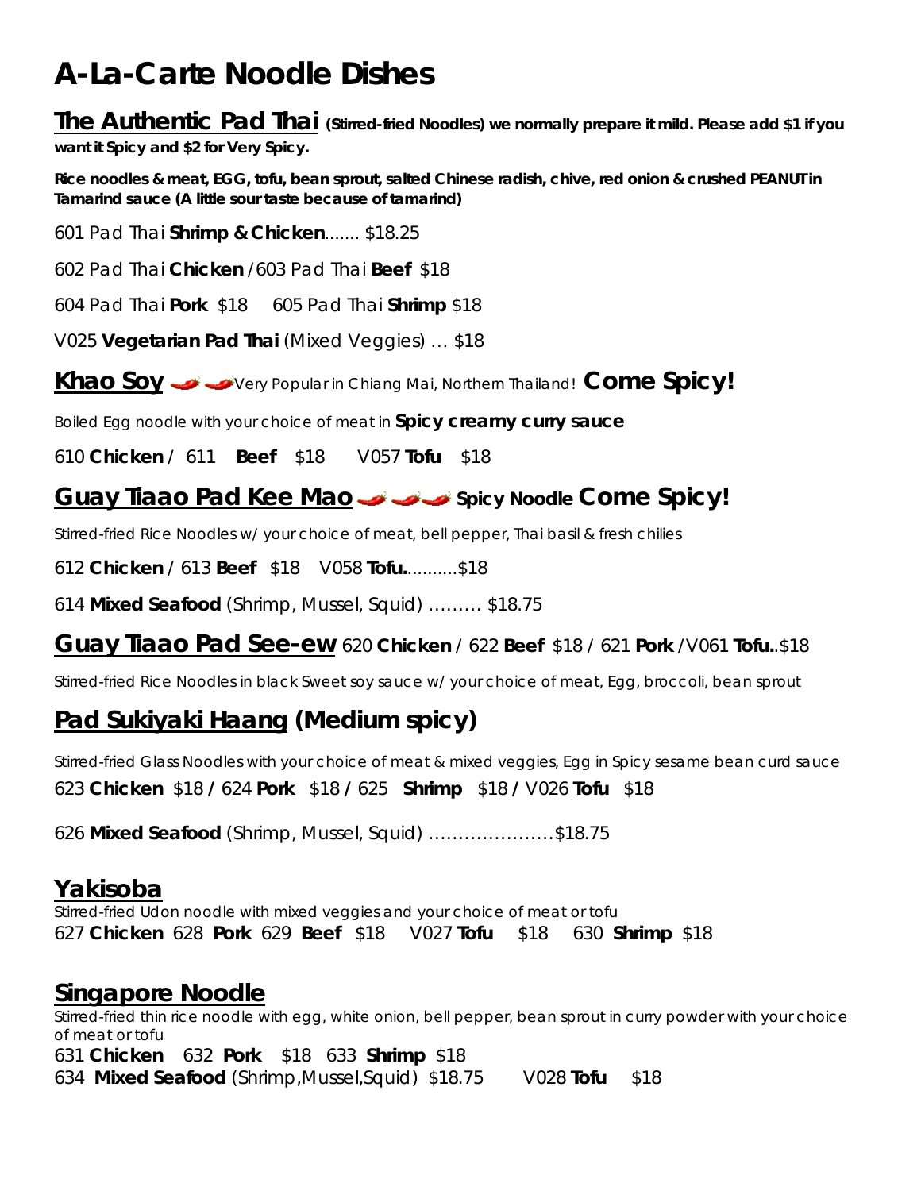# A-La-Carte Noodle Dishes

## The Authentic Pad Thai **(Stirred-fried Noodles) we normally prepare it mild. Please add $1 if you want it Spicy and $2 for Very Spicy.**

**Rice noodles & meat, EGG, tofu, bean sprout, salted Chinese radish, chive, red onion & crushed PEANUT in Tamarind sauce (A little sour taste because of tamarind)**

601 Pad Thai **Shrimp & Chicken**....... $18.25

602 Pad Thai **Chicken** /603 Pad Thai **Beef** $18

604 Pad Thai **Pork** $18 605 Pad Thai **Shrimp** $18

V025 **Vegetarian Pad Thai** (Mixed Veggies) … $18

## Khao Soy Very Popular in Chiang Mai, Northern Thailand! **Come Spicy!**

*Boiled Egg noodle with your choice of meat in* ***Spicy creamy curry sauce***

610 **Chicken** / 611 **Beef** $18 V057 **Tofu** $18

## Guay Tiaao Pad Kee Mao **Spicy Noodle Come Spicy!**

*Stirred-fried Rice Noodles w/ your choice of meat, bell pepper, Thai basil & fresh chilies*

612 **Chicken** / 613 **Beef** $18 V058 **Tofu**...........$18

614 **Mixed Seafood** (Shrimp, Mussel, Squid) ……… $18.75

## Guay Tiaao Pad See-ew 620 **Chicken** / 622 **Beef** $18 / 621 **Pork** /V061 **Tofu**..$18

*Stirred-fried Rice Noodles in black Sweet soy sauce w/ your choice of meat, Egg, broccoli, bean sprout*

## Pad Sukiyaki Haang (Medium spicy)

*Stirred-fried Glass Noodles with your choice of meat & mixed veggies, Egg in Spicy sesame bean curd sauce*

623 **Chicken** $18 / 624 **Pork** $18 / 625 **Shrimp** $18 / V026 **Tofu** $18

626 **Mixed Seafood** (Shrimp, Mussel, Squid) …………………$18.75

## Yakisoba

*Stirred-fried Udon noodle with mixed veggies and your choice of meat or tofu*

627 **Chicken** 628 **Pork** 629 **Beef** $18 V027 **Tofu** $18 630 **Shrimp** $18

## Singapore Noodle

*Stirred-fried thin rice noodle with egg, white onion, bell pepper, bean sprout in curry powder with your choice of meat or tofu*

631 **Chicken** 632 **Pork** $18 633 **Shrimp** $18

634 **Mixed Seafood** (Shrimp,Mussel,Squid) $18.75 V028 **Tofu** $18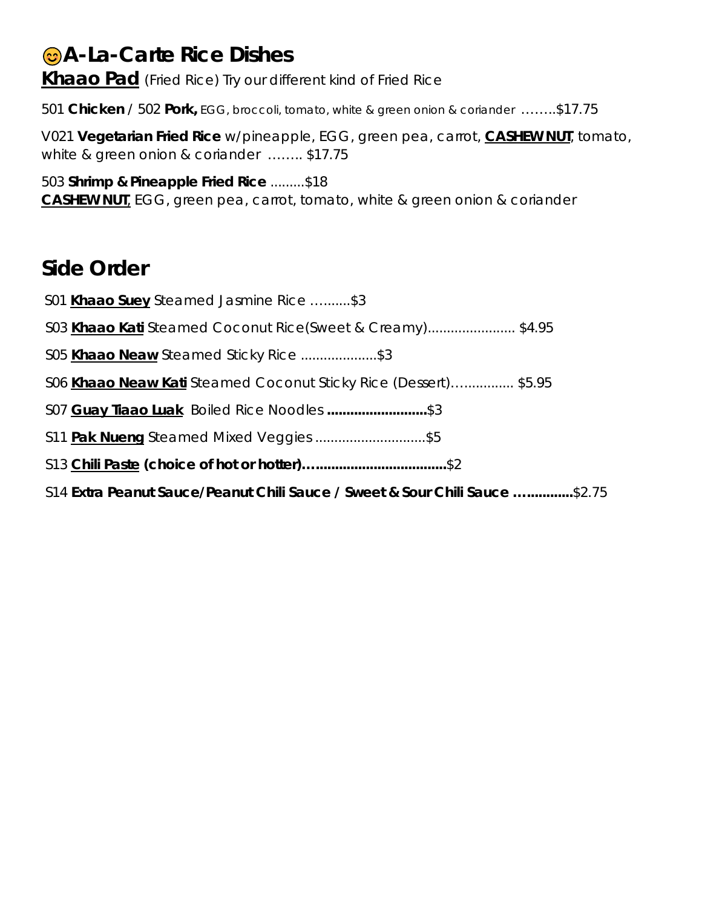## 😊A-La-Carte Rice Dishes

**Khaao Pad** (Fried Rice) Try our different kind of Fried Rice

501 **Chicken** / 502 **Pork,** EGG, broccoli, tomato, white & green onion & coriander ……..$17.75

V021 **Vegetarian Fried Rice** w/pineapple, EGG, green pea, carrot, **CASHEW NUT**, tomato, white & green onion & coriander …….. $17.75

503 **Shrimp & Pineapple Fried Rice** .........$18
**CASHEW NUT**, EGG, green pea, carrot, tomato, white & green onion & coriander

## Side Order

S01 **Khaao Suey** Steamed Jasmine Rice …........$3

S03 **Khaao Kati** Steamed Coconut Rice(Sweet & Creamy)....................... $4.95

S05 **Khaao Neaw** Steamed Sticky Rice ....................$3

S06 **Khaao Neaw Kati** Steamed Coconut Sticky Rice (Dessert)…............. $5.95

S07 **Guay Tiaao Luak** Boiled Rice Noodles **..........................**$3

S11 **Pak Nueng** Steamed Mixed Veggies .............................$5

S13 **Chili Paste (choice of hot or hotter)…..................................**$2

S14 **Extra Peanut Sauce/Peanut Chili Sauce / Sweet & Sour Chili Sauce …............**$2.75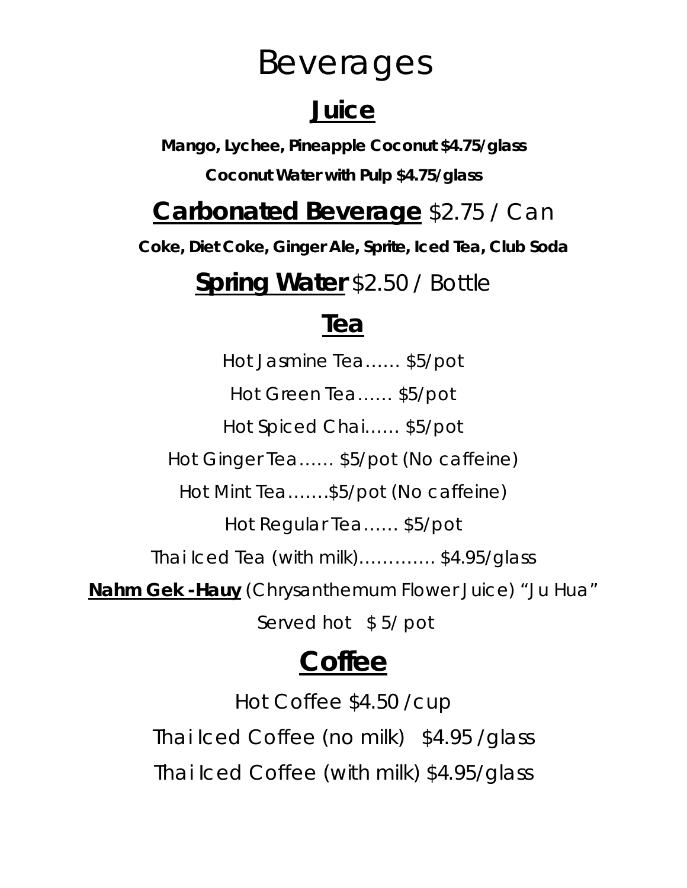# Beverages

## Juice

**Mango, Lychee, Pineapple Coconut $4.75/glass**

**Coconut Water with Pulp $4.75/glass**

## Carbonated Beverage $2.75 / Can

**Coke, Diet Coke, Ginger Ale, Sprite, Iced Tea, Club Soda**

## Spring Water $2.50 / Bottle

## Tea

Hot Jasmine Tea…… $5/pot

Hot Green Tea…… $5/pot

Hot Spiced Chai…… $5/pot

Hot Ginger Tea…… $5/pot (No caffeine)

Hot Mint Tea…….$5/pot (No caffeine)

Hot Regular Tea…… $5/pot

Thai Iced Tea (with milk)…………. $4.95/glass

**Nahm Gek -Hauy** (Chrysanthemum Flower Juice) "Ju Hua"

Served hot $ 5/ pot

## Coffee

Hot Coffee $4.50 /cup

Thai Iced Coffee (no milk) $4.95 /glass

Thai Iced Coffee (with milk) $4.95/glass